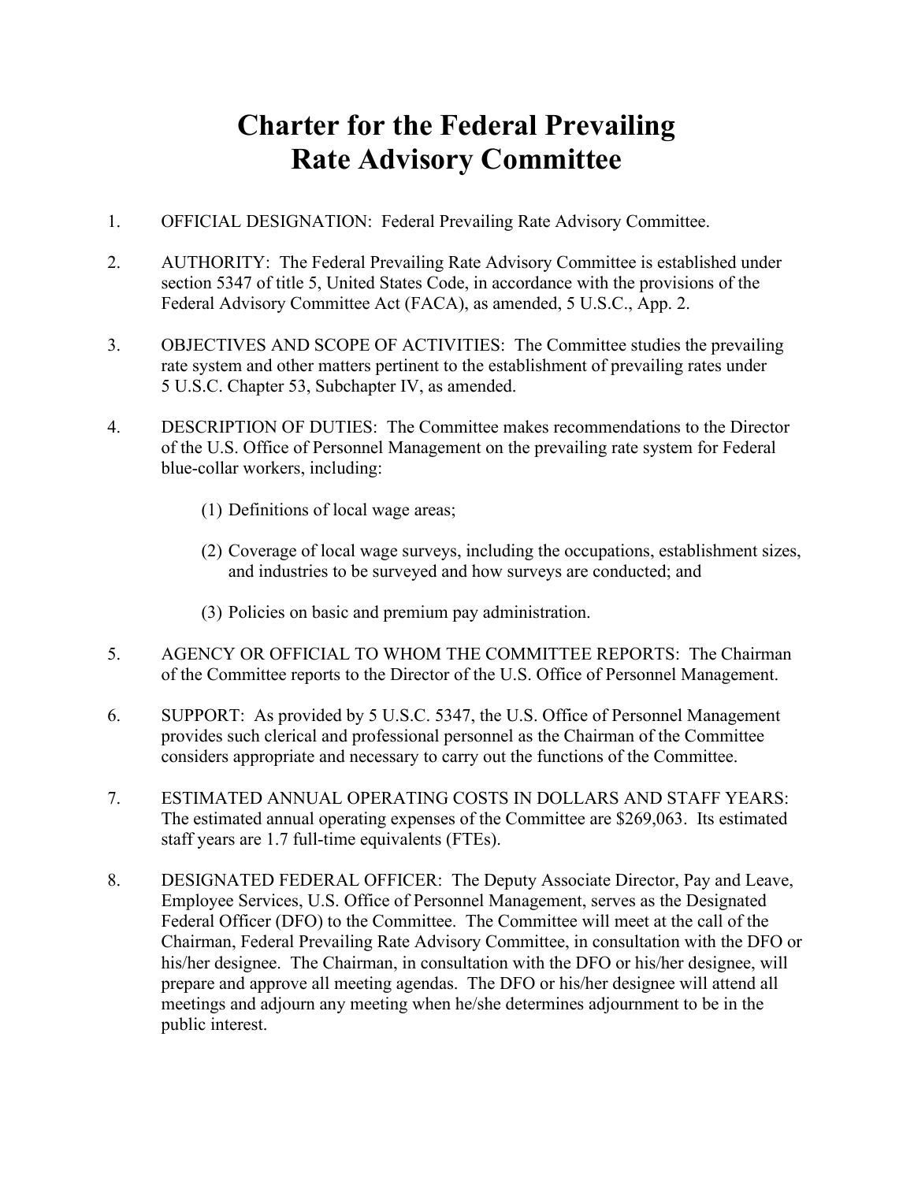# Charter for the Federal Prevailing Rate Advisory Committee

1. OFFICIAL DESIGNATION: Federal Prevailing Rate Advisory Committee.

2. AUTHORITY: The Federal Prevailing Rate Advisory Committee is established under section 5347 of title 5, United States Code, in accordance with the provisions of the Federal Advisory Committee Act (FACA), as amended, 5 U.S.C., App. 2.

3. OBJECTIVES AND SCOPE OF ACTIVITIES: The Committee studies the prevailing rate system and other matters pertinent to the establishment of prevailing rates under 5 U.S.C. Chapter 53, Subchapter IV, as amended.

4. DESCRIPTION OF DUTIES: The Committee makes recommendations to the Director of the U.S. Office of Personnel Management on the prevailing rate system for Federal blue-collar workers, including:

   (1) Definitions of local wage areas;

   (2) Coverage of local wage surveys, including the occupations, establishment sizes, and industries to be surveyed and how surveys are conducted; and

   (3) Policies on basic and premium pay administration.

5. AGENCY OR OFFICIAL TO WHOM THE COMMITTEE REPORTS: The Chairman of the Committee reports to the Director of the U.S. Office of Personnel Management.

6. SUPPORT: As provided by 5 U.S.C. 5347, the U.S. Office of Personnel Management provides such clerical and professional personnel as the Chairman of the Committee considers appropriate and necessary to carry out the functions of the Committee.

7. ESTIMATED ANNUAL OPERATING COSTS IN DOLLARS AND STAFF YEARS: The estimated annual operating expenses of the Committee are $269,063. Its estimated staff years are 1.7 full-time equivalents (FTEs).

8. DESIGNATED FEDERAL OFFICER: The Deputy Associate Director, Pay and Leave, Employee Services, U.S. Office of Personnel Management, serves as the Designated Federal Officer (DFO) to the Committee. The Committee will meet at the call of the Chairman, Federal Prevailing Rate Advisory Committee, in consultation with the DFO or his/her designee. The Chairman, in consultation with the DFO or his/her designee, will prepare and approve all meeting agendas. The DFO or his/her designee will attend all meetings and adjourn any meeting when he/she determines adjournment to be in the public interest.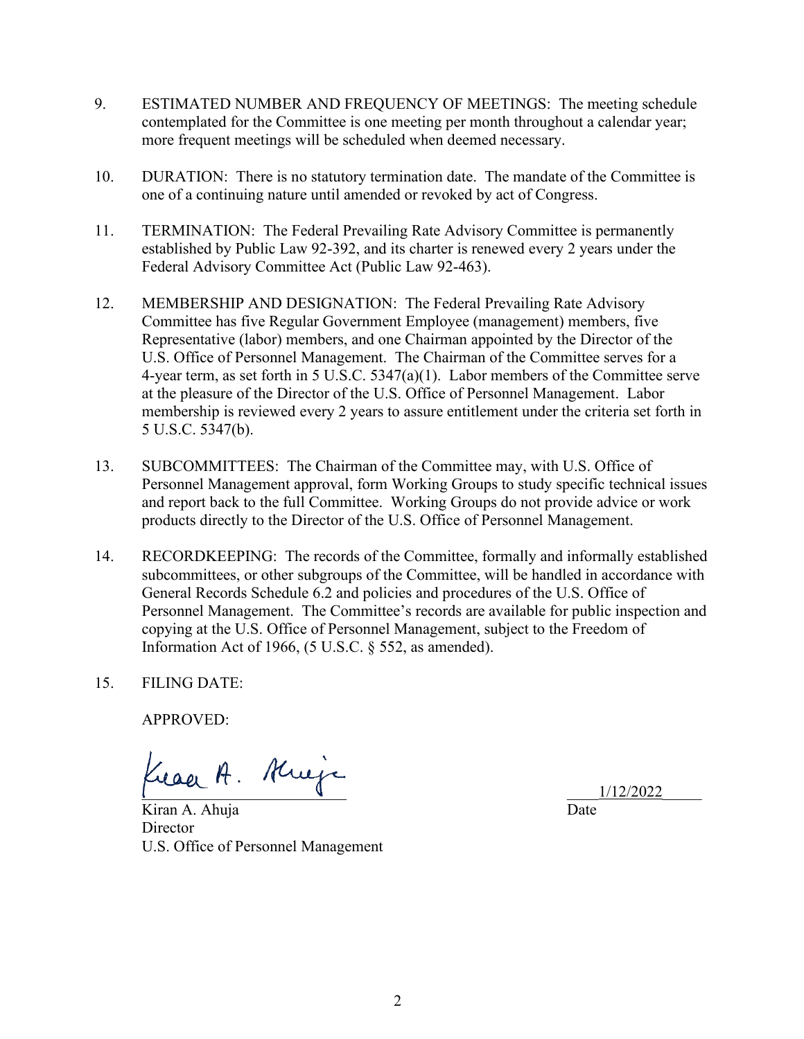9. ESTIMATED NUMBER AND FREQUENCY OF MEETINGS: The meeting schedule contemplated for the Committee is one meeting per month throughout a calendar year; more frequent meetings will be scheduled when deemed necessary.

10. DURATION: There is no statutory termination date. The mandate of the Committee is one of a continuing nature until amended or revoked by act of Congress.

11. TERMINATION: The Federal Prevailing Rate Advisory Committee is permanently established by Public Law 92-392, and its charter is renewed every 2 years under the Federal Advisory Committee Act (Public Law 92-463).

12. MEMBERSHIP AND DESIGNATION: The Federal Prevailing Rate Advisory Committee has five Regular Government Employee (management) members, five Representative (labor) members, and one Chairman appointed by the Director of the U.S. Office of Personnel Management. The Chairman of the Committee serves for a 4-year term, as set forth in 5 U.S.C. 5347(a)(1). Labor members of the Committee serve at the pleasure of the Director of the U.S. Office of Personnel Management. Labor membership is reviewed every 2 years to assure entitlement under the criteria set forth in 5 U.S.C. 5347(b).

13. SUBCOMMITTEES: The Chairman of the Committee may, with U.S. Office of Personnel Management approval, form Working Groups to study specific technical issues and report back to the full Committee. Working Groups do not provide advice or work products directly to the Director of the U.S. Office of Personnel Management.

14. RECORDKEEPING: The records of the Committee, formally and informally established subcommittees, or other subgroups of the Committee, will be handled in accordance with General Records Schedule 6.2 and policies and procedures of the U.S. Office of Personnel Management. The Committee's records are available for public inspection and copying at the U.S. Office of Personnel Management, subject to the Freedom of Information Act of 1966, (5 U.S.C. § 552, as amended).

15. FILING DATE:

APPROVED:

Kiran A. Ahuja
Director
U.S. Office of Personnel Management

1/12/2022
Date